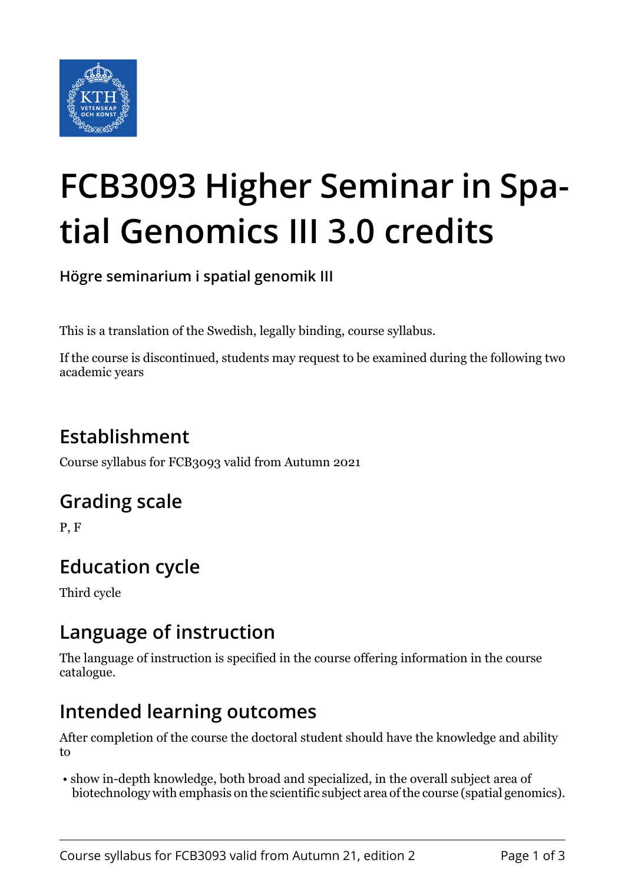# FCB3093 Higher Seminar in Spatial Genomics III 3.0 credits

**Högre seminarium i spatial genomik III**

This is a translation of the Swedish, legally binding, course syllabus.

If the course is discontinued, students may request to be examined during the following two academic years

## Establishment

Course syllabus for FCB3093 valid from Autumn 2021

## Grading scale

P, F

## Education cycle

Third cycle

## Language of instruction

The language of instruction is specified in the course offering information in the course catalogue.

## Intended learning outcomes

After completion of the course the doctoral student should have the knowledge and ability to

- show in-depth knowledge, both broad and specialized, in the overall subject area of biotechnology with emphasis on the scientific subject area of the course (spatial genomics).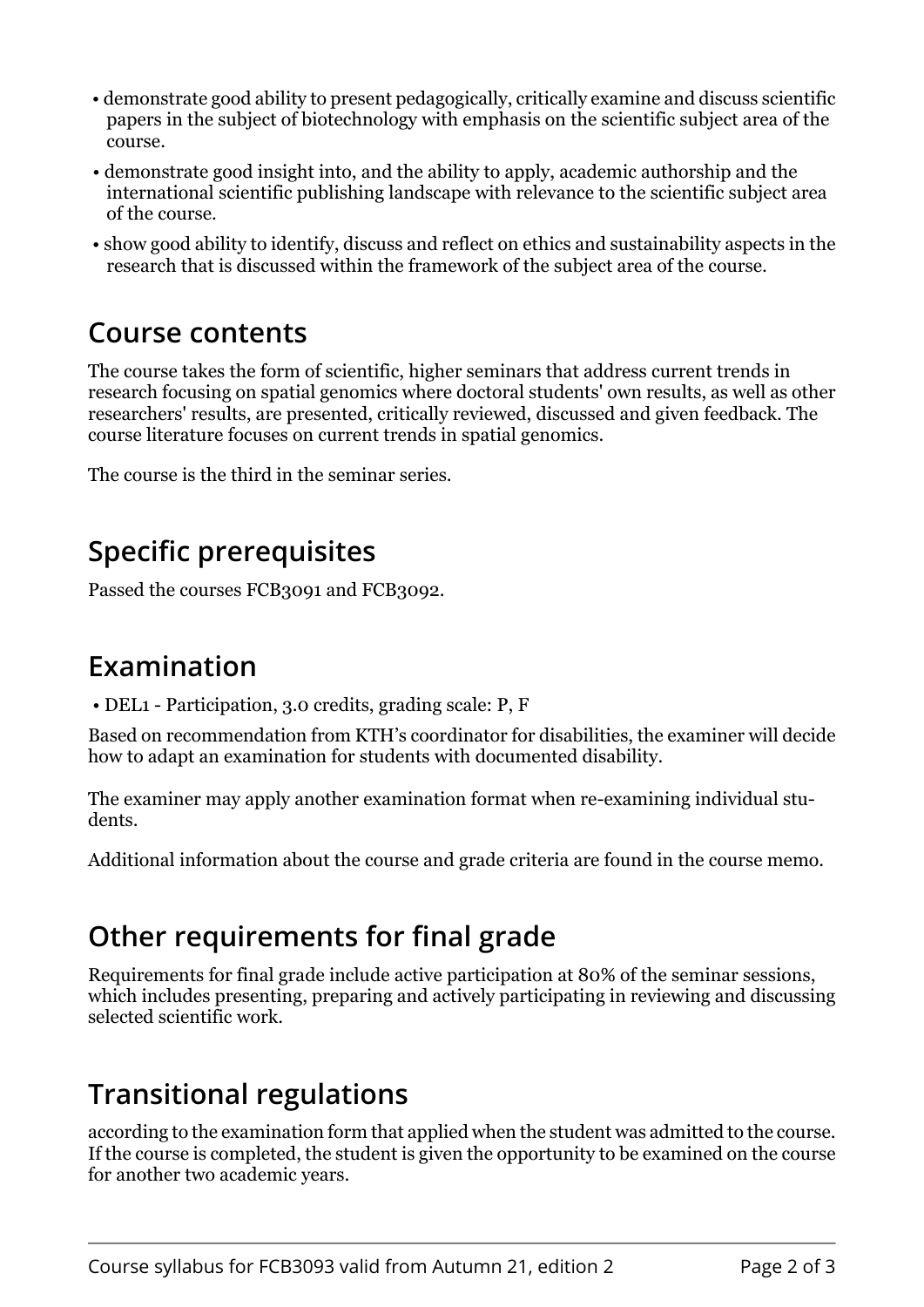- demonstrate good ability to present pedagogically, critically examine and discuss scientific papers in the subject of biotechnology with emphasis on the scientific subject area of the course.
- demonstrate good insight into, and the ability to apply, academic authorship and the international scientific publishing landscape with relevance to the scientific subject area of the course.
- show good ability to identify, discuss and reflect on ethics and sustainability aspects in the research that is discussed within the framework of the subject area of the course.

## Course contents

The course takes the form of scientific, higher seminars that address current trends in research focusing on spatial genomics where doctoral students' own results, as well as other researchers' results, are presented, critically reviewed, discussed and given feedback. The course literature focuses on current trends in spatial genomics.

The course is the third in the seminar series.

## Specific prerequisites

Passed the courses FCB3091 and FCB3092.

## Examination

- DEL1 - Participation, 3.0 credits, grading scale: P, F

Based on recommendation from KTH's coordinator for disabilities, the examiner will decide how to adapt an examination for students with documented disability.

The examiner may apply another examination format when re-examining individual students.

Additional information about the course and grade criteria are found in the course memo.

## Other requirements for final grade

Requirements for final grade include active participation at 80% of the seminar sessions, which includes presenting, preparing and actively participating in reviewing and discussing selected scientific work.

## Transitional regulations

according to the examination form that applied when the student was admitted to the course. If the course is completed, the student is given the opportunity to be examined on the course for another two academic years.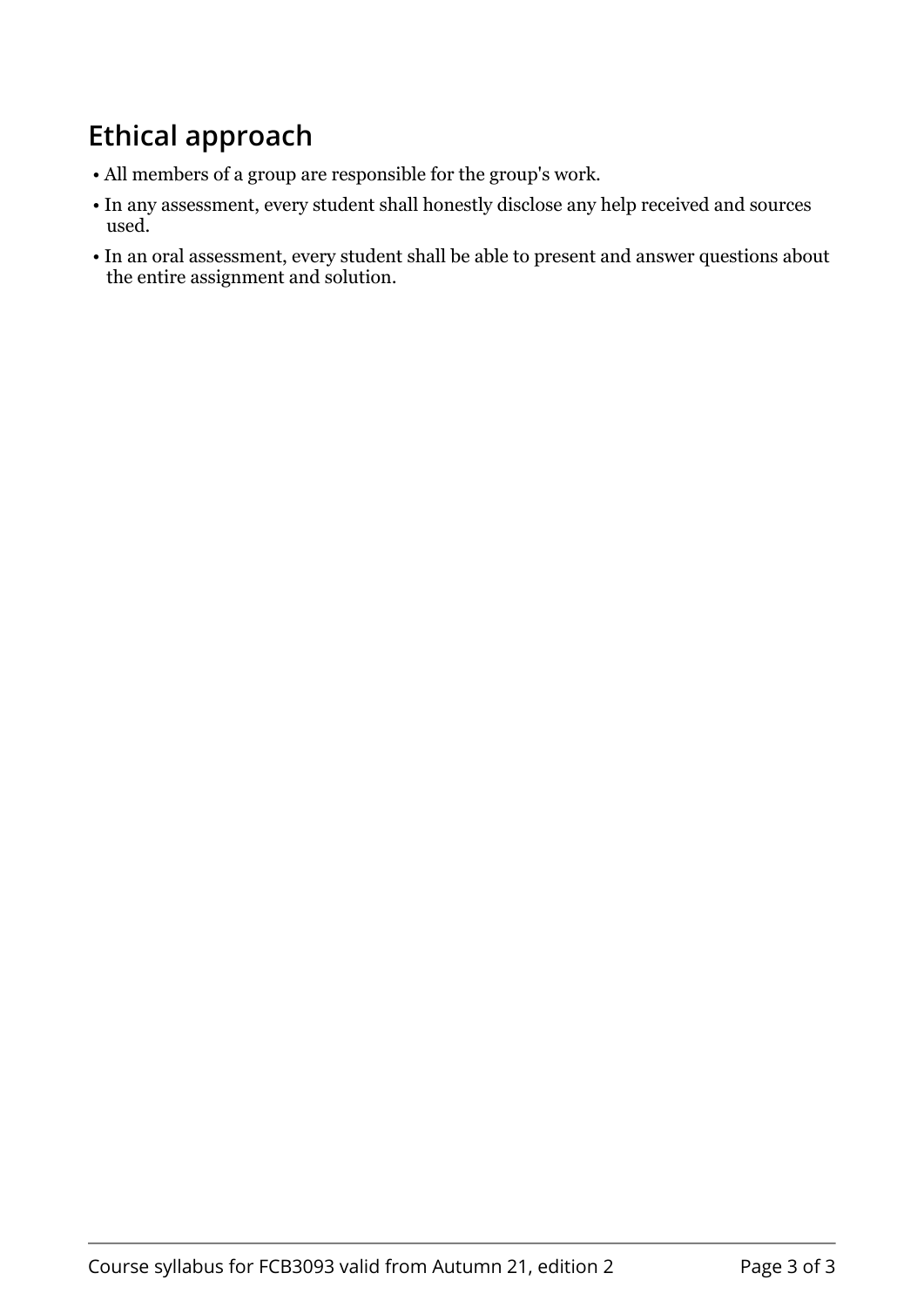## Ethical approach

- All members of a group are responsible for the group's work.
- In any assessment, every student shall honestly disclose any help received and sources used.
- In an oral assessment, every student shall be able to present and answer questions about the entire assignment and solution.